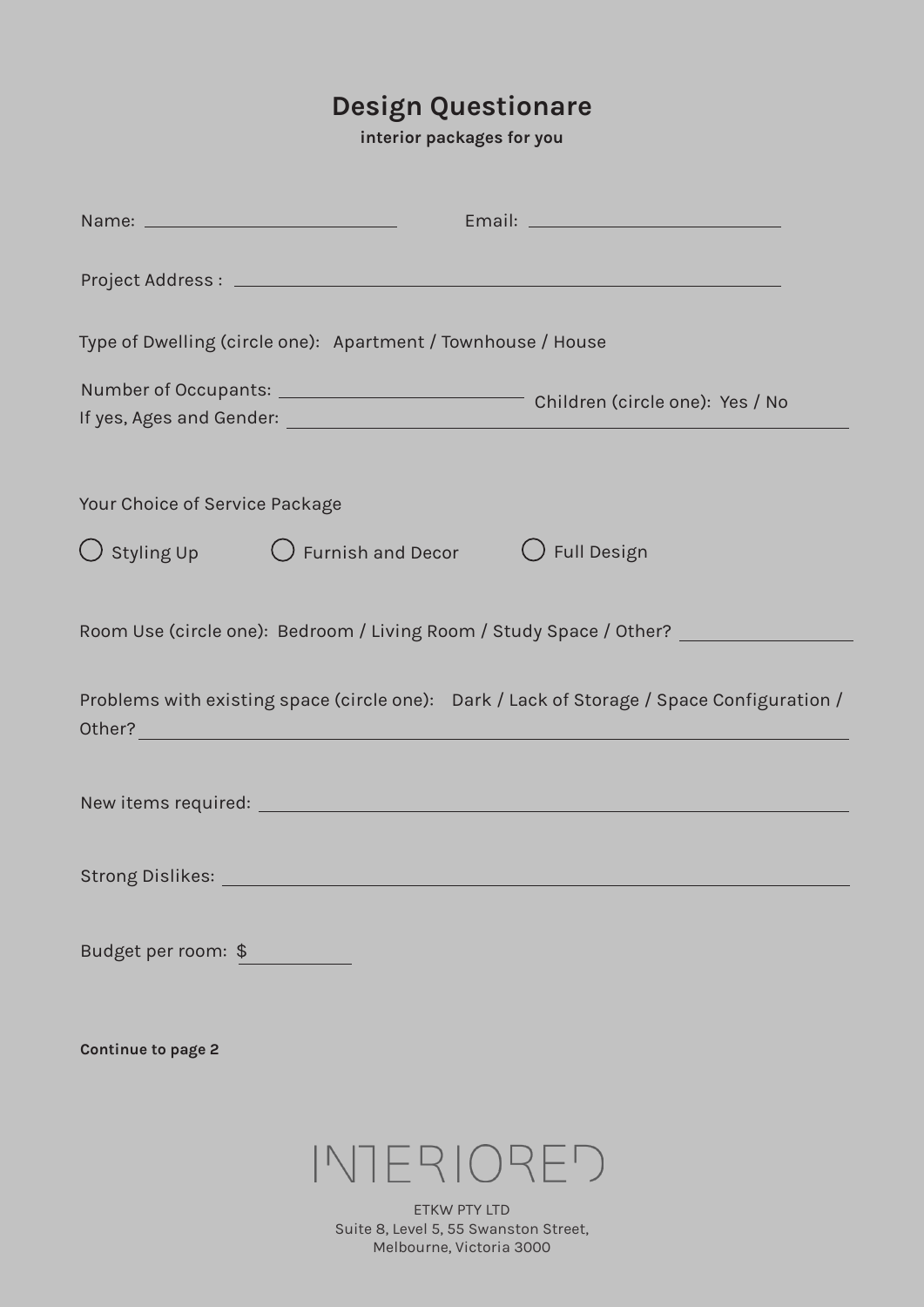# Design Questionare

**interior packages for you**

Name: ______________________ Email: ______________________

Project Address : ____________________________________________

Type of Dwelling (circle one): Apartment / Townhouse / House

Number of Occupants: ______________________ Children (circle one): Yes / No

If yes, Ages and Gender: ____________________________________________

Your Choice of Service Package

○ Styling Up ○ Furnish and Decor ○ Full Design

Room Use (circle one): Bedroom / Living Room / Study Space / Other? ______________

Problems with existing space (circle one): Dark / Lack of Storage / Space Configuration / Other? ____________________________________________

New items required: ____________________________________________

Strong Dislikes: ____________________________________________

Budget per room: $ __________

**Continue to page 2**

INTERIORED

ETKW PTY LTD
Suite 8, Level 5, 55 Swanston Street,
Melbourne, Victoria 3000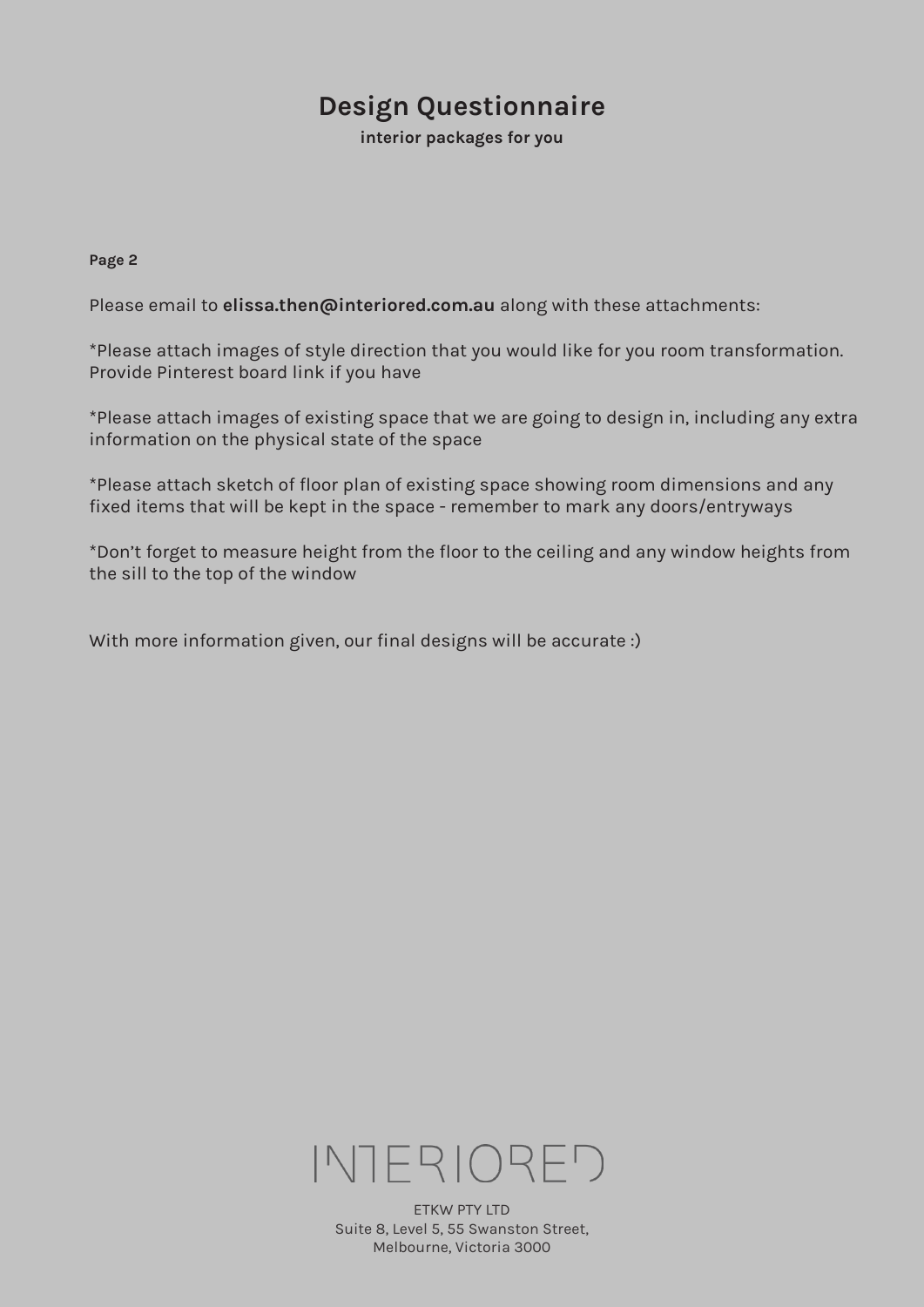# Design Questionnaire

**interior packages for you**

**Page 2**

Please email to **elissa.then@interiored.com.au** along with these attachments:

*Please attach images of style direction that you would like for you room transformation. Provide Pinterest board link if you have

*Please attach images of existing space that we are going to design in, including any extra information on the physical state of the space

*Please attach sketch of floor plan of existing space showing room dimensions and any fixed items that will be kept in the space - remember to mark any doors/entryways

*Don't forget to measure height from the floor to the ceiling and any window heights from the sill to the top of the window

With more information given, our final designs will be accurate :)

INTERIORED

ETKW PTY LTD
Suite 8, Level 5, 55 Swanston Street,
Melbourne, Victoria 3000